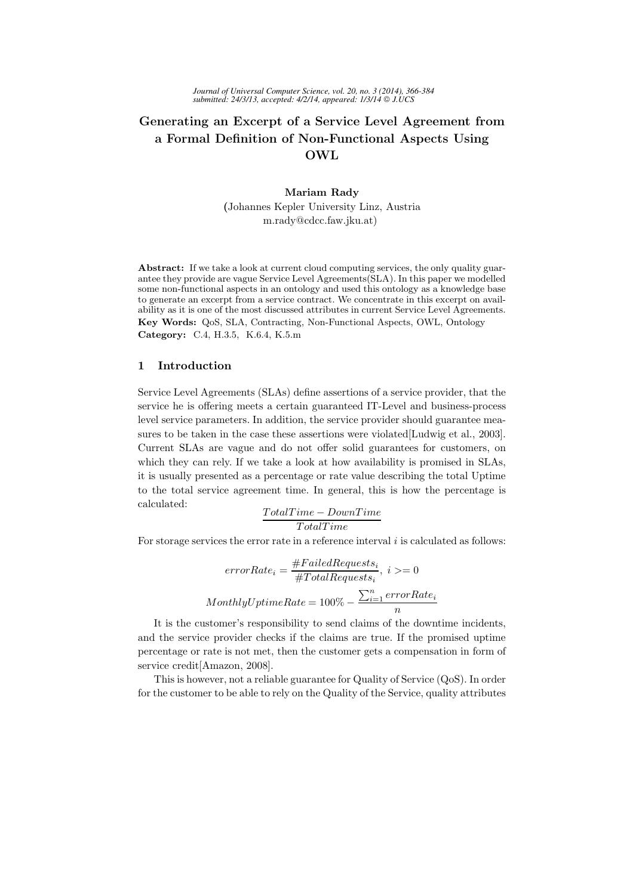# Generating an Excerpt of a Service Level Agreement from a Formal Definition of Non-Functional Aspects Using OWL

**Mariam Rady**
(Johannes Kepler University Linz, Austria
m.rady@cdcc.faw.jku.at)

**Abstract:** If we take a look at current cloud computing services, the only quality guarantee they provide are vague Service Level Agreements(SLA). In this paper we modelled some non-functional aspects in an ontology and used this ontology as a knowledge base to generate an excerpt from a service contract. We concentrate in this excerpt on availability as it is one of the most discussed attributes in current Service Level Agreements.

**Key Words:** QoS, SLA, Contracting, Non-Functional Aspects, OWL, Ontology

**Category:** C.4, H.3.5, K.6.4, K.5.m

## 1 Introduction

Service Level Agreements (SLAs) define assertions of a service provider, that the service he is offering meets a certain guaranteed IT-Level and business-process level service parameters. In addition, the service provider should guarantee measures to be taken in the case these assertions were violated[Ludwig et al., 2003]. Current SLAs are vague and do not offer solid guarantees for customers, on which they can rely. If we take a look at how availability is promised in SLAs, it is usually presented as a percentage or rate value describing the total Uptime to the total service agreement time. In general, this is how the percentage is calculated:

$$\frac{TotalTime - DownTime}{TotalTime}$$

For storage services the error rate in a reference interval $i$ is calculated as follows:

$$errorRate_i = \frac{\#FailedRequests_i}{\#TotalRequests_i},\ i >= 0$$

$$MonthlyUptimeRate = 100\% - \frac{\sum_{i=1}^{n} errorRate_i}{n}$$

It is the customer's responsibility to send claims of the downtime incidents, and the service provider checks if the claims are true. If the promised uptime percentage or rate is not met, then the customer gets a compensation in form of service credit[Amazon, 2008].

This is however, not a reliable guarantee for Quality of Service (QoS). In order for the customer to be able to rely on the Quality of the Service, quality attributes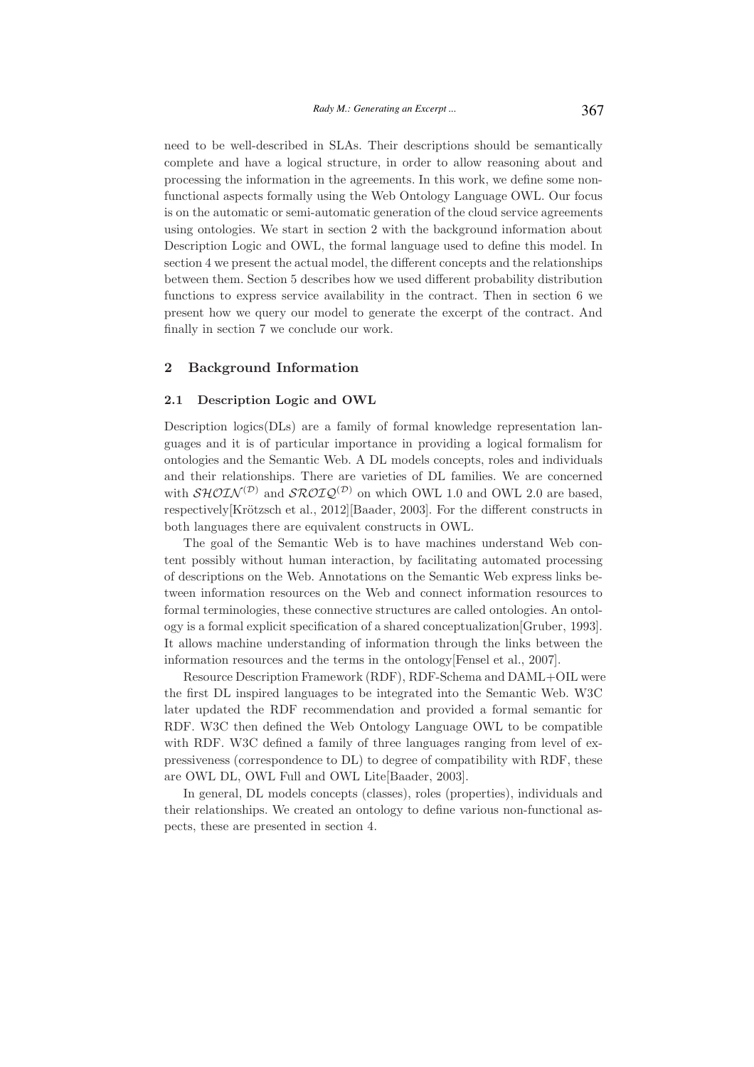need to be well-described in SLAs. Their descriptions should be semantically complete and have a logical structure, in order to allow reasoning about and processing the information in the agreements. In this work, we define some non-functional aspects formally using the Web Ontology Language OWL. Our focus is on the automatic or semi-automatic generation of the cloud service agreements using ontologies. We start in section 2 with the background information about Description Logic and OWL, the formal language used to define this model. In section 4 we present the actual model, the different concepts and the relationships between them. Section 5 describes how we used different probability distribution functions to express service availability in the contract. Then in section 6 we present how we query our model to generate the excerpt of the contract. And finally in section 7 we conclude our work.

## 2 Background Information

### 2.1 Description Logic and OWL

Description logics(DLs) are a family of formal knowledge representation languages and it is of particular importance in providing a logical formalism for ontologies and the Semantic Web. A DL models concepts, roles and individuals and their relationships. There are varieties of DL families. We are concerned with $\mathcal{SHOIN}^{(\mathcal{D})}$ and $\mathcal{SROIQ}^{(\mathcal{D})}$ on which OWL 1.0 and OWL 2.0 are based, respectively[Krötzsch et al., 2012][Baader, 2003]. For the different constructs in both languages there are equivalent constructs in OWL.

The goal of the Semantic Web is to have machines understand Web content possibly without human interaction, by facilitating automated processing of descriptions on the Web. Annotations on the Semantic Web express links between information resources on the Web and connect information resources to formal terminologies, these connective structures are called ontologies. An ontology is a formal explicit specification of a shared conceptualization[Gruber, 1993]. It allows machine understanding of information through the links between the information resources and the terms in the ontology[Fensel et al., 2007].

Resource Description Framework (RDF), RDF-Schema and DAML+OIL were the first DL inspired languages to be integrated into the Semantic Web. W3C later updated the RDF recommendation and provided a formal semantic for RDF. W3C then defined the Web Ontology Language OWL to be compatible with RDF. W3C defined a family of three languages ranging from level of expressiveness (correspondence to DL) to degree of compatibility with RDF, these are OWL DL, OWL Full and OWL Lite[Baader, 2003].

In general, DL models concepts (classes), roles (properties), individuals and their relationships. We created an ontology to define various non-functional aspects, these are presented in section 4.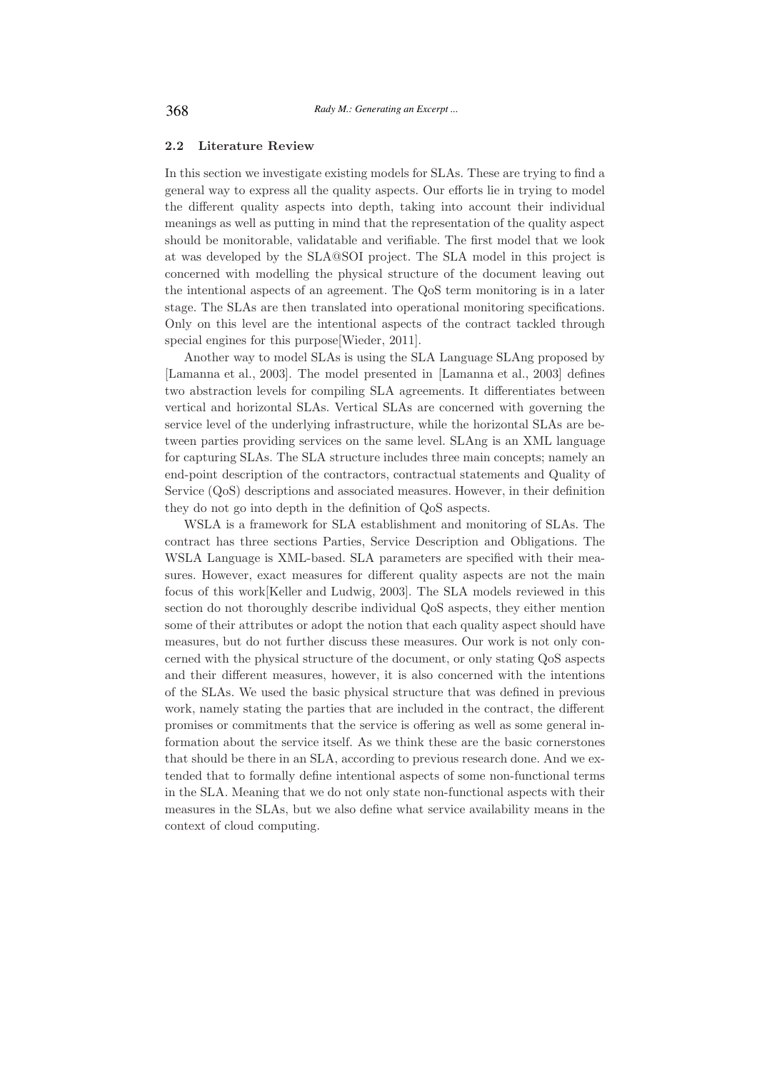### 2.2 Literature Review

In this section we investigate existing models for SLAs. These are trying to find a general way to express all the quality aspects. Our efforts lie in trying to model the different quality aspects into depth, taking into account their individual meanings as well as putting in mind that the representation of the quality aspect should be monitorable, validatable and verifiable. The first model that we look at was developed by the SLA@SOI project. The SLA model in this project is concerned with modelling the physical structure of the document leaving out the intentional aspects of an agreement. The QoS term monitoring is in a later stage. The SLAs are then translated into operational monitoring specifications. Only on this level are the intentional aspects of the contract tackled through special engines for this purpose[Wieder, 2011].

Another way to model SLAs is using the SLA Language SLAng proposed by [Lamanna et al., 2003]. The model presented in [Lamanna et al., 2003] defines two abstraction levels for compiling SLA agreements. It differentiates between vertical and horizontal SLAs. Vertical SLAs are concerned with governing the service level of the underlying infrastructure, while the horizontal SLAs are between parties providing services on the same level. SLAng is an XML language for capturing SLAs. The SLA structure includes three main concepts; namely an end-point description of the contractors, contractual statements and Quality of Service (QoS) descriptions and associated measures. However, in their definition they do not go into depth in the definition of QoS aspects.

WSLA is a framework for SLA establishment and monitoring of SLAs. The contract has three sections Parties, Service Description and Obligations. The WSLA Language is XML-based. SLA parameters are specified with their measures. However, exact measures for different quality aspects are not the main focus of this work[Keller and Ludwig, 2003]. The SLA models reviewed in this section do not thoroughly describe individual QoS aspects, they either mention some of their attributes or adopt the notion that each quality aspect should have measures, but do not further discuss these measures. Our work is not only concerned with the physical structure of the document, or only stating QoS aspects and their different measures, however, it is also concerned with the intentions of the SLAs. We used the basic physical structure that was defined in previous work, namely stating the parties that are included in the contract, the different promises or commitments that the service is offering as well as some general information about the service itself. As we think these are the basic cornerstones that should be there in an SLA, according to previous research done. And we extended that to formally define intentional aspects of some non-functional terms in the SLA. Meaning that we do not only state non-functional aspects with their measures in the SLAs, but we also define what service availability means in the context of cloud computing.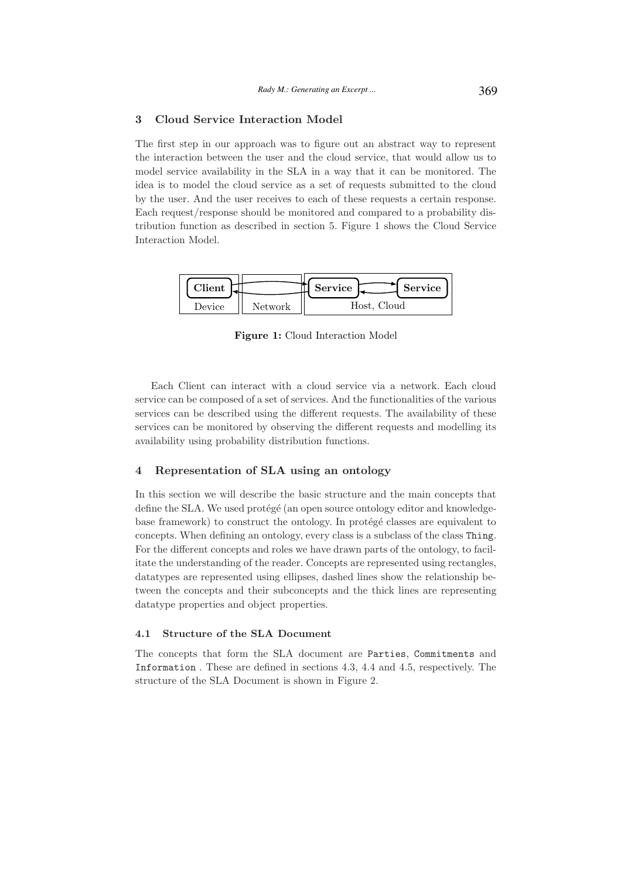## 3 Cloud Service Interaction Model

The first step in our approach was to figure out an abstract way to represent the interaction between the user and the cloud service, that would allow us to model service availability in the SLA in a way that it can be monitored. The idea is to model the cloud service as a set of requests submitted to the cloud by the user. And the user receives to each of these requests a certain response. Each request/response should be monitored and compared to a probability distribution function as described in section 5. Figure 1 shows the Cloud Service Interaction Model.

| Client | Network | Service ⇄ Service |
|---|---|---|
| Device | | Host, Cloud |

**Figure 1:** Cloud Interaction Model

Each Client can interact with a cloud service via a network. Each cloud service can be composed of a set of services. And the functionalities of the various services can be described using the different requests. The availability of these services can be monitored by observing the different requests and modelling its availability using probability distribution functions.

## 4 Representation of SLA using an ontology

In this section we will describe the basic structure and the main concepts that define the SLA. We used protégé (an open source ontology editor and knowledge-base framework) to construct the ontology. In protégé classes are equivalent to concepts. When defining an ontology, every class is a subclass of the class `Thing`. For the different concepts and roles we have drawn parts of the ontology, to facilitate the understanding of the reader. Concepts are represented using rectangles, datatypes are represented using ellipses, dashed lines show the relationship between the concepts and their subconcepts and the thick lines are representing datatype properties and object properties.

### 4.1 Structure of the SLA Document

The concepts that form the SLA document are `Parties`, `Commitments` and `Information` . These are defined in sections 4.3, 4.4 and 4.5, respectively. The structure of the SLA Document is shown in Figure 2.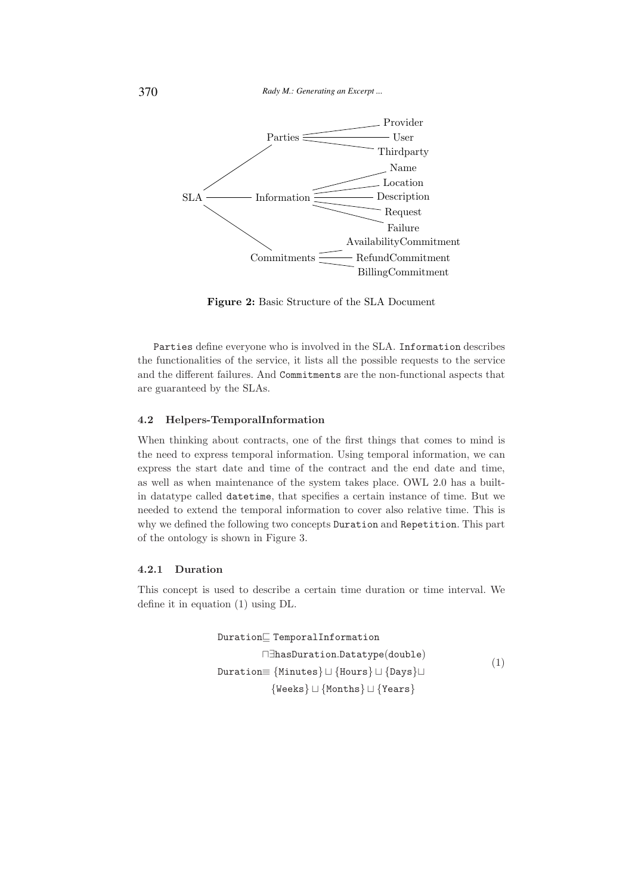SLA — Parties: Provider, User, Thirdparty
SLA — Information: Name, Location, Description, Request, Failure
SLA — Commitments: AvailabilityCommitment, RefundCommitment, BillingCommitment

**Figure 2:** Basic Structure of the SLA Document

`Parties` define everyone who is involved in the SLA. `Information` describes the functionalities of the service, it lists all the possible requests to the service and the different failures. And `Commitments` are the non-functional aspects that are guaranteed by the SLAs.

### 4.2 Helpers-TemporalInformation

When thinking about contracts, one of the first things that comes to mind is the need to express temporal information. Using temporal information, we can express the start date and time of the contract and the end date and time, as well as when maintenance of the system takes place. OWL 2.0 has a built-in datatype called `datetime`, that specifies a certain instance of time. But we needed to extend the temporal information to cover also relative time. This is why we defined the following two concepts `Duration` and `Repetition`. This part of the ontology is shown in Figure 3.

#### 4.2.1 Duration

This concept is used to describe a certain time duration or time interval. We define it in equation (1) using DL.

$$
\begin{aligned}
\texttt{Duration} \sqsubseteq\ & \texttt{TemporalInformation} \\
& \sqcap \exists \texttt{hasDuration.Datatype(double)} \\
\texttt{Duration} \equiv\ & \{\texttt{Minutes}\} \sqcup \{\texttt{Hours}\} \sqcup \{\texttt{Days}\} \sqcup \\
& \{\texttt{Weeks}\} \sqcup \{\texttt{Months}\} \sqcup \{\texttt{Years}\}
\end{aligned} \tag{1}
$$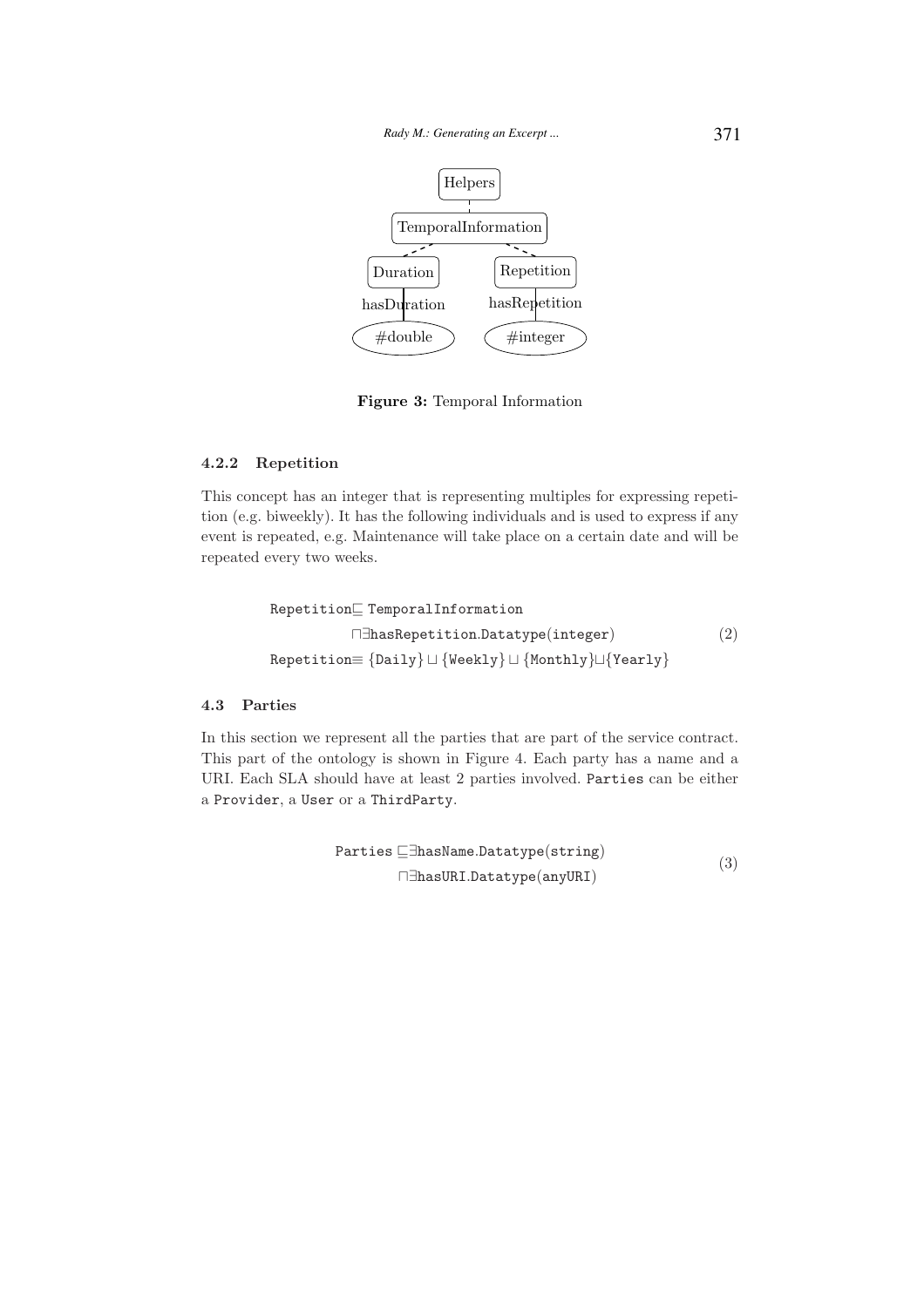Figure 3: Temporal Information

#### 4.2.2 Repetition

This concept has an integer that is representing multiples for expressing repetition (e.g. biweekly). It has the following individuals and is used to express if any event is repeated, e.g. Maintenance will take place on a certain date and will be repeated every two weeks.

$$\begin{aligned}
&\texttt{Repetition} \sqsubseteq \texttt{TemporalInformation} \\
&\qquad \sqcap \exists \texttt{hasRepetition.Datatype(integer)} \\
&\texttt{Repetition} \equiv \{\texttt{Daily}\} \sqcup \{\texttt{Weekly}\} \sqcup \{\texttt{Monthly}\} \sqcup \{\texttt{Yearly}\}
\end{aligned} \tag{2}$$

### 4.3 Parties

In this section we represent all the parties that are part of the service contract. This part of the ontology is shown in Figure 4. Each party has a name and a URI. Each SLA should have at least 2 parties involved. `Parties` can be either a `Provider`, a `User` or a `ThirdParty`.

$$\begin{aligned}
\texttt{Parties} &\sqsubseteq \exists \texttt{hasName.Datatype(string)} \\
&\quad \sqcap \exists \texttt{hasURI.Datatype(anyURI)}
\end{aligned} \tag{3}$$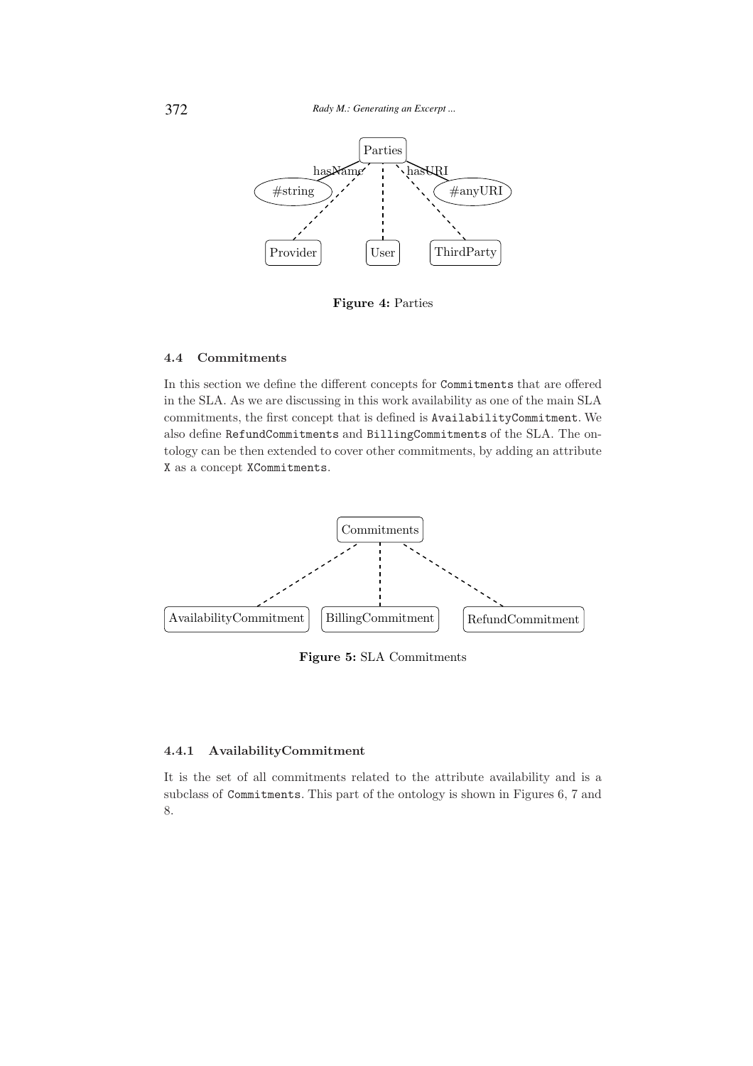Figure 4: Parties

### 4.4 Commitments

In this section we define the different concepts for `Commitments` that are offered in the SLA. As we are discussing in this work availability as one of the main SLA commitments, the first concept that is defined is `AvailabilityCommitment`. We also define `RefundCommitments` and `BillingCommitments` of the SLA. The ontology can be then extended to cover other commitments, by adding an attribute `X` as a concept `XCommitments`.

Figure 5: SLA Commitments

#### 4.4.1 AvailabilityCommitment

It is the set of all commitments related to the attribute availability and is a subclass of `Commitments`. This part of the ontology is shown in Figures 6, 7 and 8.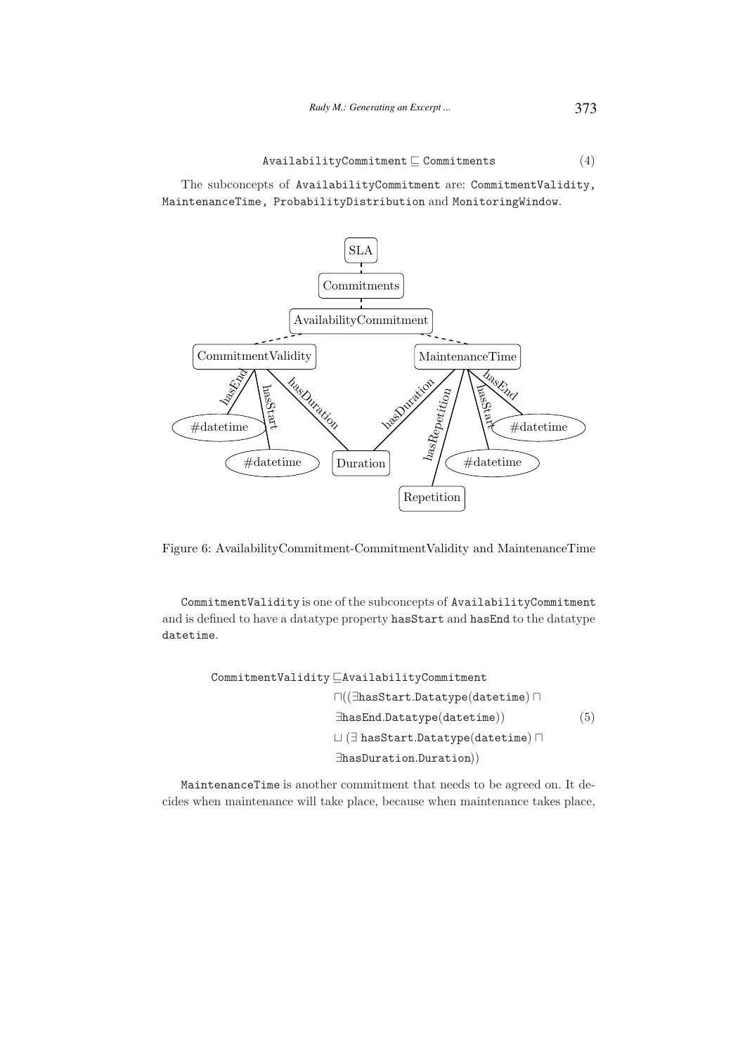$$\texttt{AvailabilityCommitment} \sqsubseteq \texttt{Commitments} \tag{4}$$

The subconcepts of `AvailabilityCommitment` are: `CommitmentValidity`, `MaintenanceTime`, `ProbabilityDistribution` and `MonitoringWindow`.

Figure 6: AvailabilityCommitment-CommitmentValidity and MaintenanceTime

`CommitmentValidity` is one of the subconcepts of `AvailabilityCommitment` and is defined to have a datatype property `hasStart` and `hasEnd` to the datatype `datetime`.

$$\begin{aligned}\texttt{CommitmentValidity} \sqsubseteq & \texttt{AvailabilityCommitment} \\ & \sqcap((\exists \texttt{hasStart.Datatype(datetime)} \sqcap \\ & \exists \texttt{hasEnd.Datatype(datetime)}) \\ & \sqcup (\exists\ \texttt{hasStart.Datatype(datetime)} \sqcap \\ & \exists \texttt{hasDuration.Duration}))\end{aligned} \tag{5}$$

`MaintenanceTime` is another commitment that needs to be agreed on. It decides when maintenance will take place, because when maintenance takes place,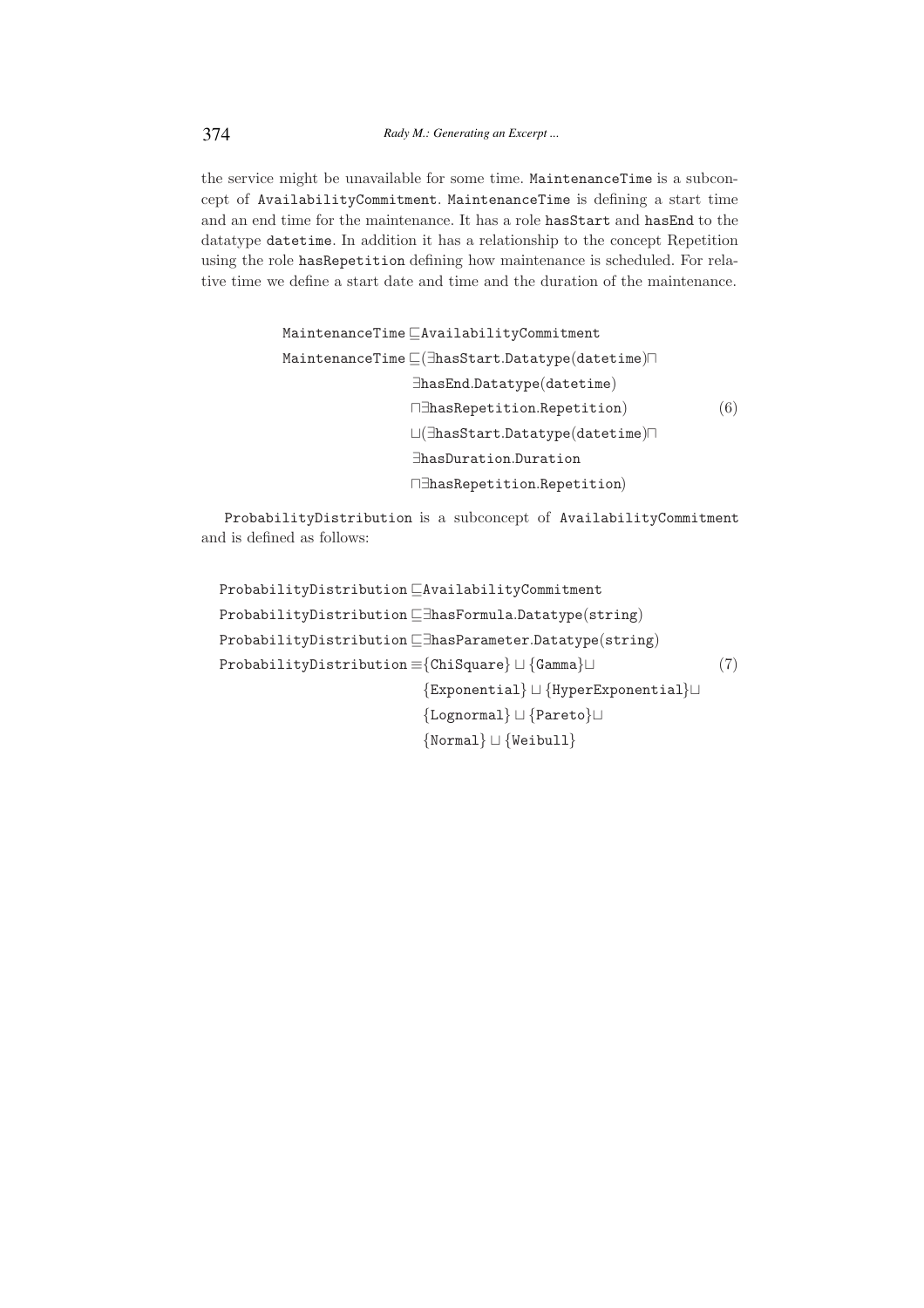the service might be unavailable for some time. MaintenanceTime is a subconcept of AvailabilityCommitment. MaintenanceTime is defining a start time and an end time for the maintenance. It has a role hasStart and hasEnd to the datatype datetime. In addition it has a relationship to the concept Repetition using the role hasRepetition defining how maintenance is scheduled. For relative time we define a start date and time and the duration of the maintenance.

$$
\begin{aligned}
\texttt{MaintenanceTime} \sqsubseteq & \texttt{AvailabilityCommitment} \\
\texttt{MaintenanceTime} \sqsubseteq & (\exists \texttt{hasStart.Datatype}(\texttt{datetime}) \sqcap \\
& \exists \texttt{hasEnd.Datatype}(\texttt{datetime}) \\
& \sqcap \exists \texttt{hasRepetition.Repetition}) \\
& \sqcup (\exists \texttt{hasStart.Datatype}(\texttt{datetime}) \sqcap \\
& \exists \texttt{hasDuration.Duration} \\
& \sqcap \exists \texttt{hasRepetition.Repetition})
\end{aligned} \tag{6}
$$

ProbabilityDistribution is a subconcept of AvailabilityCommitment and is defined as follows:

$$
\begin{aligned}
\texttt{ProbabilityDistribution} \sqsubseteq & \texttt{AvailabilityCommitment} \\
\texttt{ProbabilityDistribution} \sqsubseteq & \exists \texttt{hasFormula.Datatype}(\texttt{string}) \\
\texttt{ProbabilityDistribution} \sqsubseteq & \exists \texttt{hasParameter.Datatype}(\texttt{string}) \\
\texttt{ProbabilityDistribution} \equiv & \{\texttt{ChiSquare}\} \sqcup \{\texttt{Gamma}\} \sqcup \\
& \{\texttt{Exponential}\} \sqcup \{\texttt{HyperExponential}\} \sqcup \\
& \{\texttt{Lognormal}\} \sqcup \{\texttt{Pareto}\} \sqcup \\
& \{\texttt{Normal}\} \sqcup \{\texttt{Weibull}\}
\end{aligned} \tag{7}
$$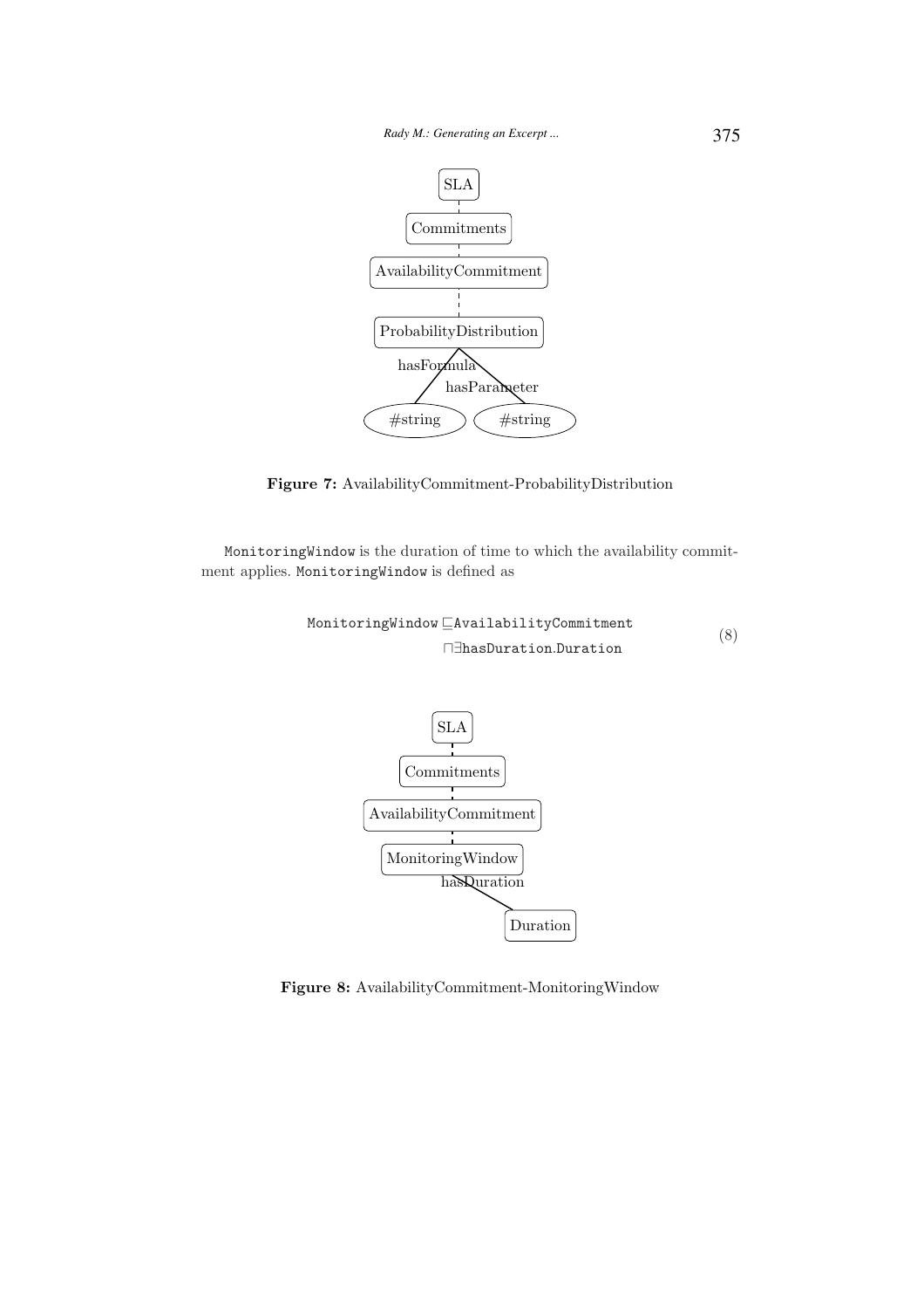**Figure 7:** AvailabilityCommitment-ProbabilityDistribution

MonitoringWindow is the duration of time to which the availability commitment applies. MonitoringWindow is defined as

$$\begin{aligned}\texttt{MonitoringWindow} \sqsubseteq & \texttt{AvailabilityCommitment} \\ & \sqcap \exists \texttt{hasDuration}.\texttt{Duration}\end{aligned} \tag{8}$$

**Figure 8:** AvailabilityCommitment-MonitoringWindow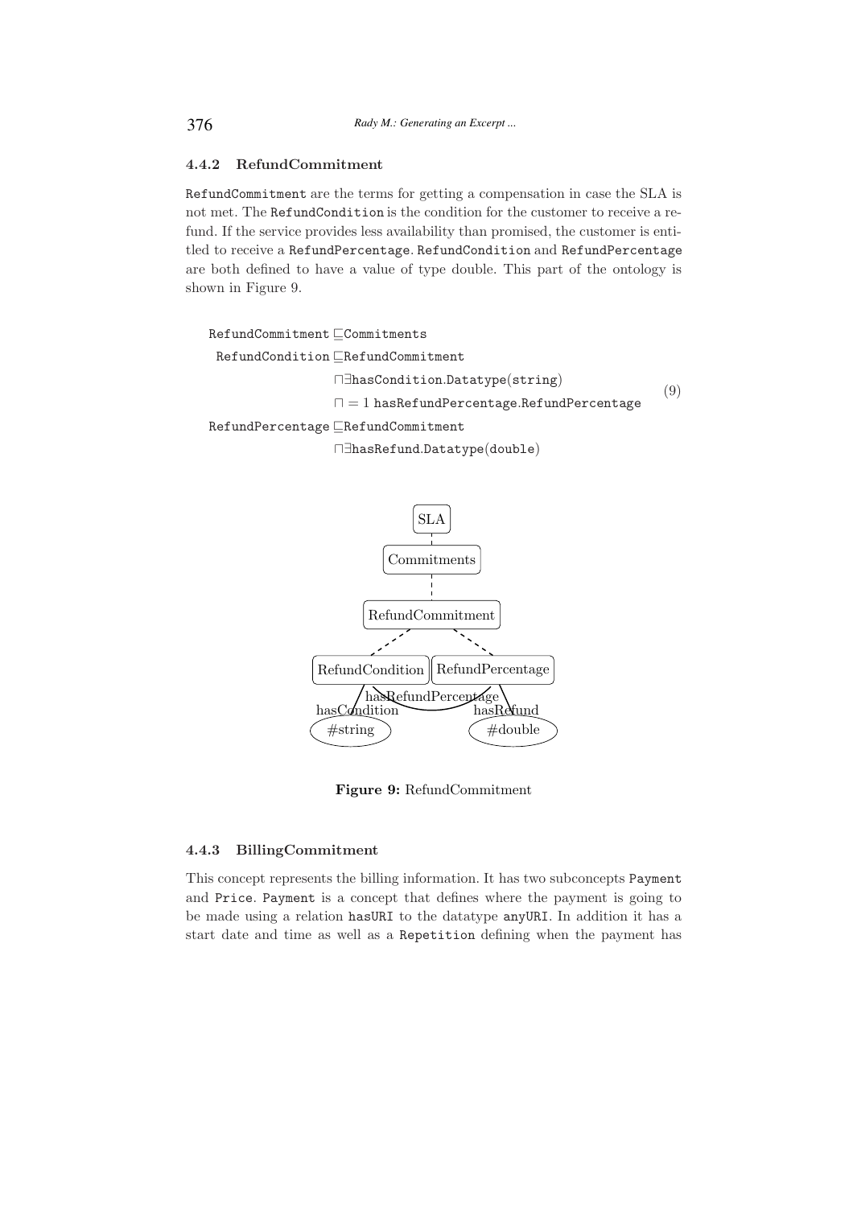### 4.4.2 RefundCommitment

RefundCommitment are the terms for getting a compensation in case the SLA is not met. The RefundCondition is the condition for the customer to receive a refund. If the service provides less availability than promised, the customer is entitled to receive a RefundPercentage. RefundCondition and RefundPercentage are both defined to have a value of type double. This part of the ontology is shown in Figure 9.

$$
\begin{aligned}
\texttt{RefundCommitment} \sqsubseteq & \texttt{Commitments} \\
\texttt{RefundCondition} \sqsubseteq & \texttt{RefundCommitment} \\
& \sqcap \exists \texttt{hasCondition.Datatype(string)} \\
& \sqcap = 1\ \texttt{hasRefundPercentage.RefundPercentage} \\
\texttt{RefundPercentage} \sqsubseteq & \texttt{RefundCommitment} \\
& \sqcap \exists \texttt{hasRefund.Datatype(double)}
\end{aligned}
\tag{9}
$$

**Figure 9:** RefundCommitment

### 4.4.3 BillingCommitment

This concept represents the billing information. It has two subconcepts Payment and Price. Payment is a concept that defines where the payment is going to be made using a relation hasURI to the datatype anyURI. In addition it has a start date and time as well as a Repetition defining when the payment has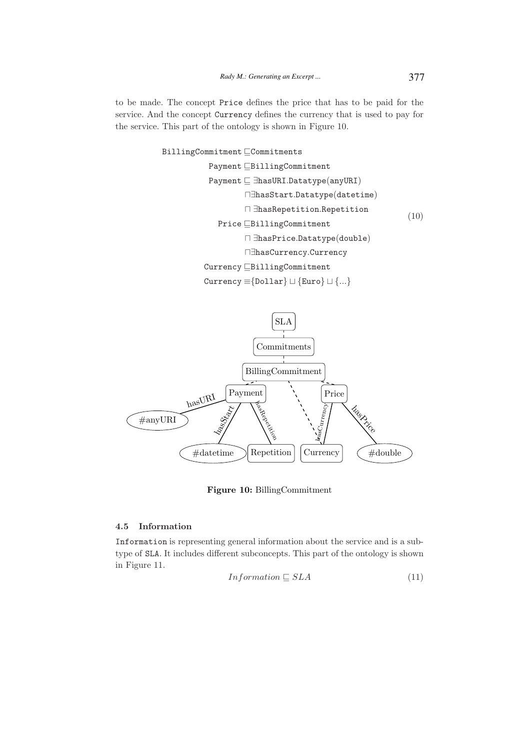to be made. The concept Price defines the price that has to be paid for the service. And the concept Currency defines the currency that is used to pay for the service. This part of the ontology is shown in Figure 10.

$$
\begin{aligned}
\texttt{BillingCommitment} &\sqsubseteq \texttt{Commitments} \\
\texttt{Payment} &\sqsubseteq \texttt{BillingCommitment} \\
\texttt{Payment} &\sqsubseteq \exists \texttt{hasURI}.\texttt{Datatype}(\texttt{anyURI}) \\
&\quad \sqcap \exists \texttt{hasStart}.\texttt{Datatype}(\texttt{datetime}) \\
&\quad \sqcap \exists \texttt{hasRepetition}.\texttt{Repetition} \\
\texttt{Price} &\sqsubseteq \texttt{BillingCommitment} \\
&\quad \sqcap \exists \texttt{hasPrice}.\texttt{Datatype}(\texttt{double}) \\
&\quad \sqcap \exists \texttt{hasCurrency}.\texttt{Currency} \\
\texttt{Currency} &\sqsubseteq \texttt{BillingCommitment} \\
\texttt{Currency} &\equiv \{\texttt{Dollar}\} \sqcup \{\texttt{Euro}\} \sqcup \{...\}
\end{aligned} \tag{10}
$$

**Figure 10:** BillingCommitment

### 4.5 Information

Information is representing general information about the service and is a subtype of SLA. It includes different subconcepts. This part of the ontology is shown in Figure 11.

$$Information \sqsubseteq SLA \tag{11}$$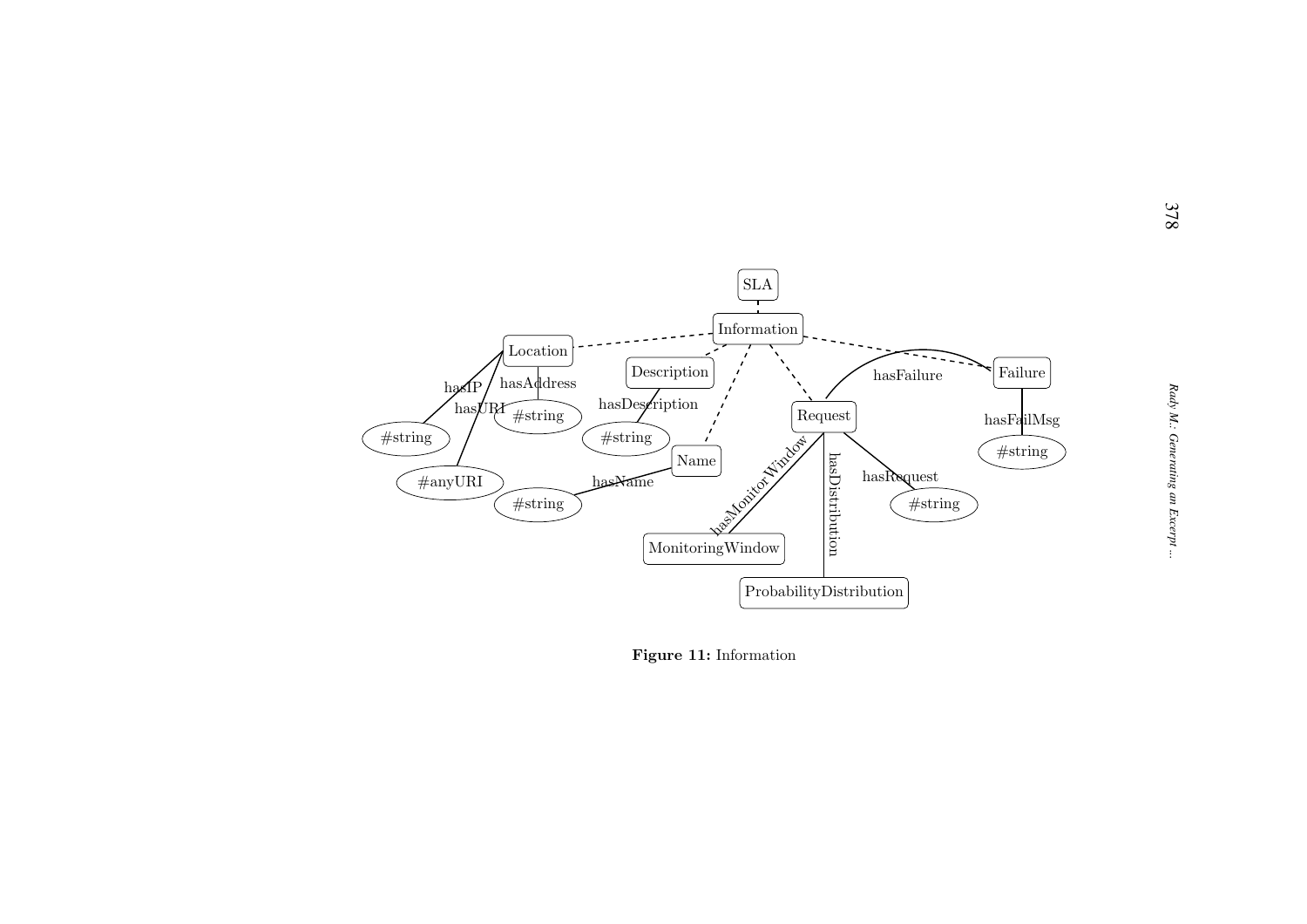**Figure 11:** Information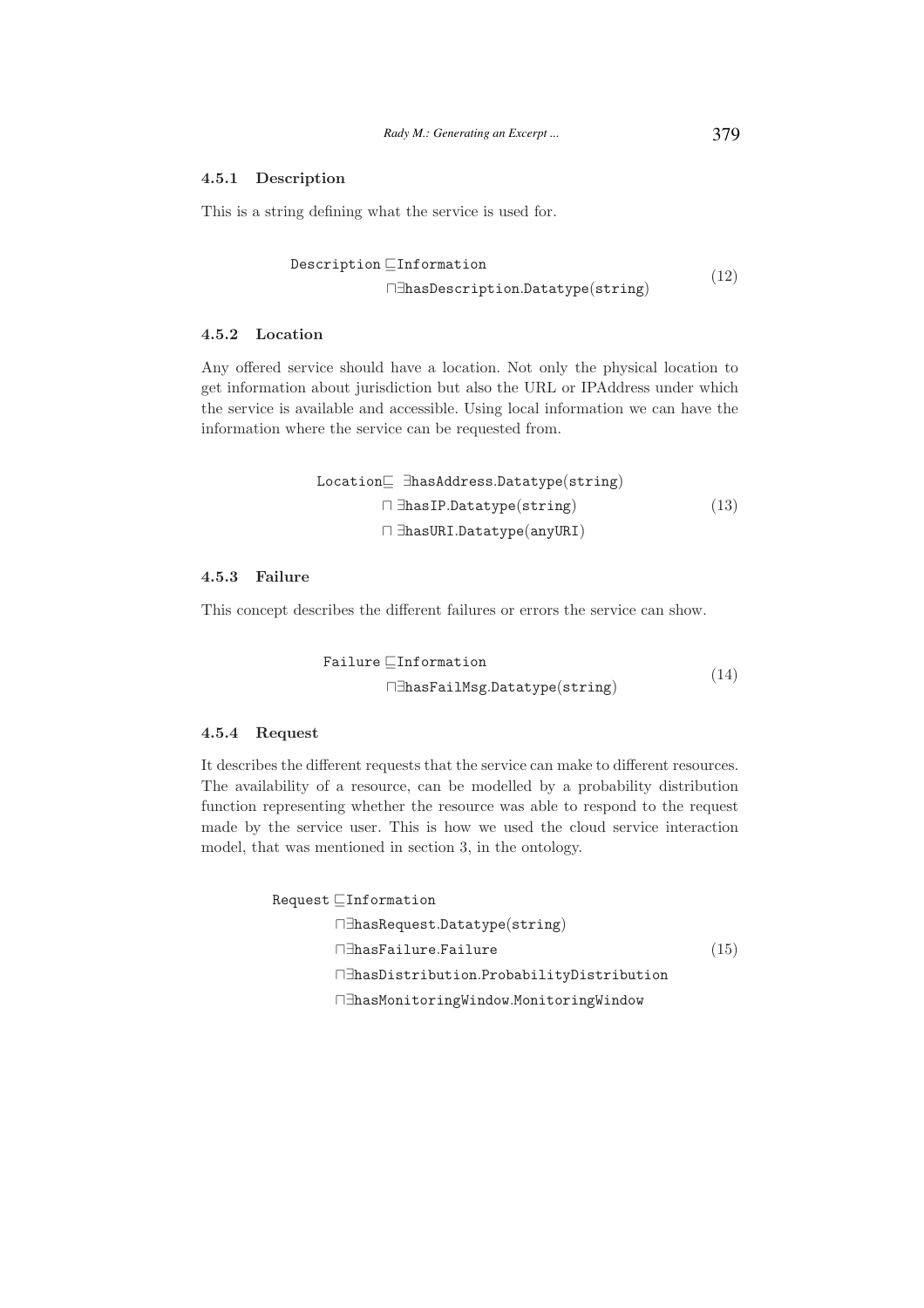#### 4.5.1 Description

This is a string defining what the service is used for.

$$
\begin{aligned}
\texttt{Description} \sqsubseteq & \texttt{Information} \\
& \sqcap \exists \texttt{hasDescription.Datatype(string)}
\end{aligned} \tag{12}
$$

#### 4.5.2 Location

Any offered service should have a location. Not only the physical location to get information about jurisdiction but also the URL or IPAddress under which the service is available and accessible. Using local information we can have the information where the service can be requested from.

$$
\begin{aligned}
\texttt{Location} \sqsubseteq & \ \exists \texttt{hasAddress.Datatype(string)} \\
& \sqcap \exists \texttt{hasIP.Datatype(string)} \\
& \sqcap \exists \texttt{hasURI.Datatype(anyURI)}
\end{aligned} \tag{13}
$$

#### 4.5.3 Failure

This concept describes the different failures or errors the service can show.

$$
\begin{aligned}
\texttt{Failure} \sqsubseteq & \texttt{Information} \\
& \sqcap \exists \texttt{hasFailMsg.Datatype(string)}
\end{aligned} \tag{14}
$$

#### 4.5.4 Request

It describes the different requests that the service can make to different resources. The availability of a resource, can be modelled by a probability distribution function representing whether the resource was able to respond to the request made by the service user. This is how we used the cloud service interaction model, that was mentioned in section 3, in the ontology.

$$
\begin{aligned}
\texttt{Request} \sqsubseteq & \texttt{Information} \\
& \sqcap \exists \texttt{hasRequest.Datatype(string)} \\
& \sqcap \exists \texttt{hasFailure.Failure} \\
& \sqcap \exists \texttt{hasDistribution.ProbabilityDistribution} \\
& \sqcap \exists \texttt{hasMonitoringWindow.MonitoringWindow}
\end{aligned} \tag{15}
$$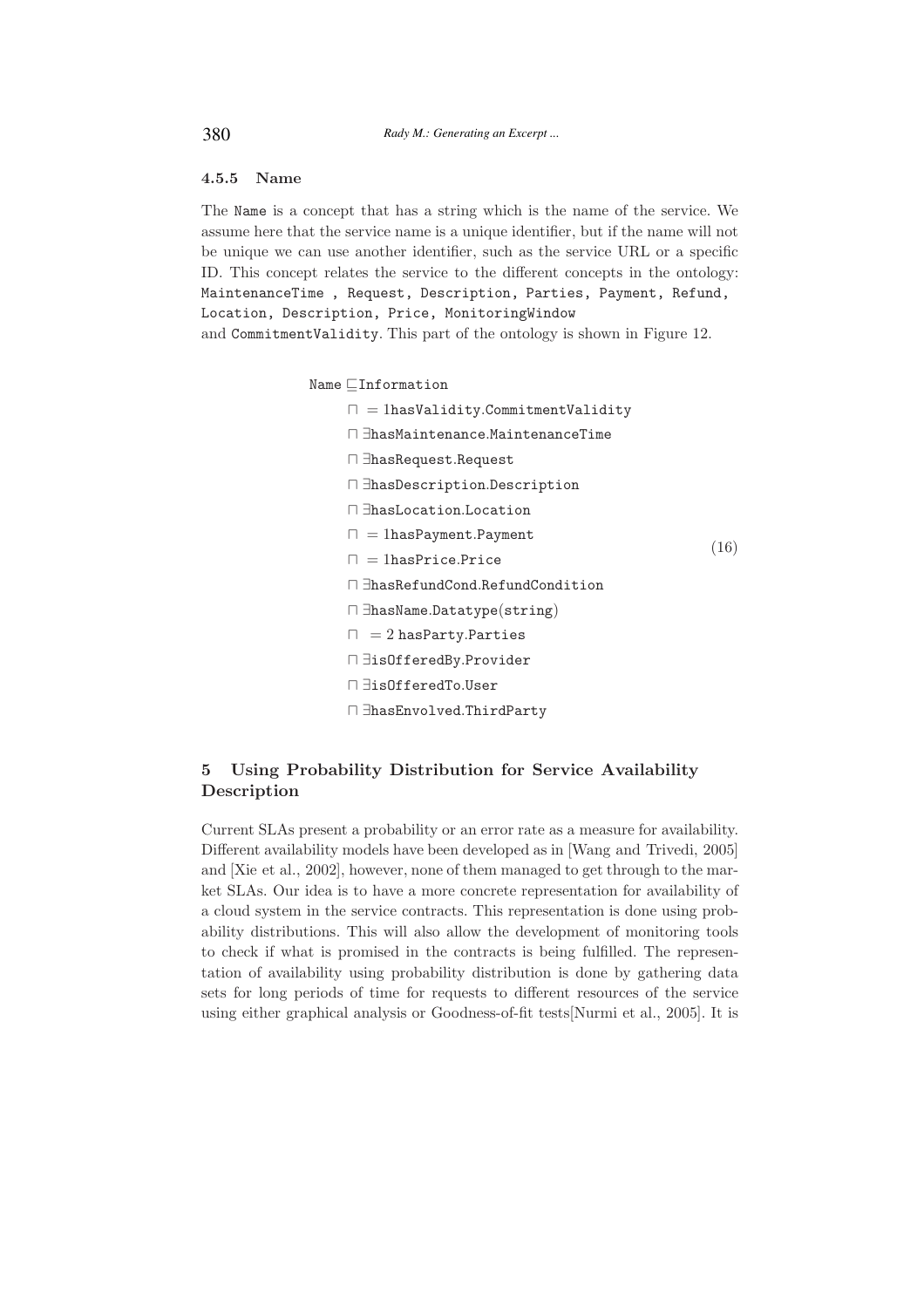#### 4.5.5 Name

The Name is a concept that has a string which is the name of the service. We assume here that the service name is a unique identifier, but if the name will not be unique we can use another identifier, such as the service URL or a specific ID. This concept relates the service to the different concepts in the ontology: MaintenanceTime , Request, Description, Parties, Payment, Refund, Location, Description, Price, MonitoringWindow and CommitmentValidity. This part of the ontology is shown in Figure 12.

$$
\begin{aligned}
\texttt{Name} \sqsubseteq\, & \texttt{Information} \\
& \sqcap = 1\texttt{hasValidity.CommitmentValidity} \\
& \sqcap \exists\texttt{hasMaintenance.MaintenanceTime} \\
& \sqcap \exists\texttt{hasRequest.Request} \\
& \sqcap \exists\texttt{hasDescription.Description} \\
& \sqcap \exists\texttt{hasLocation.Location} \\
& \sqcap = 1\texttt{hasPayment.Payment} \\
& \sqcap = 1\texttt{hasPrice.Price} \\
& \sqcap \exists\texttt{hasRefundCond.RefundCondition} \\
& \sqcap \exists\texttt{hasName.Datatype(string)} \\
& \sqcap = 2\ \texttt{hasParty.Parties} \\
& \sqcap \exists\texttt{isOfferedBy.Provider} \\
& \sqcap \exists\texttt{isOfferedTo.User} \\
& \sqcap \exists\texttt{hasEnvolved.ThirdParty}
\end{aligned}
\tag{16}
$$

## 5 Using Probability Distribution for Service Availability Description

Current SLAs present a probability or an error rate as a measure for availability. Different availability models have been developed as in [Wang and Trivedi, 2005] and [Xie et al., 2002], however, none of them managed to get through to the market SLAs. Our idea is to have a more concrete representation for availability of a cloud system in the service contracts. This representation is done using probability distributions. This will also allow the development of monitoring tools to check if what is promised in the contracts is being fulfilled. The representation of availability using probability distribution is done by gathering data sets for long periods of time for requests to different resources of the service using either graphical analysis or Goodness-of-fit tests[Nurmi et al., 2005]. It is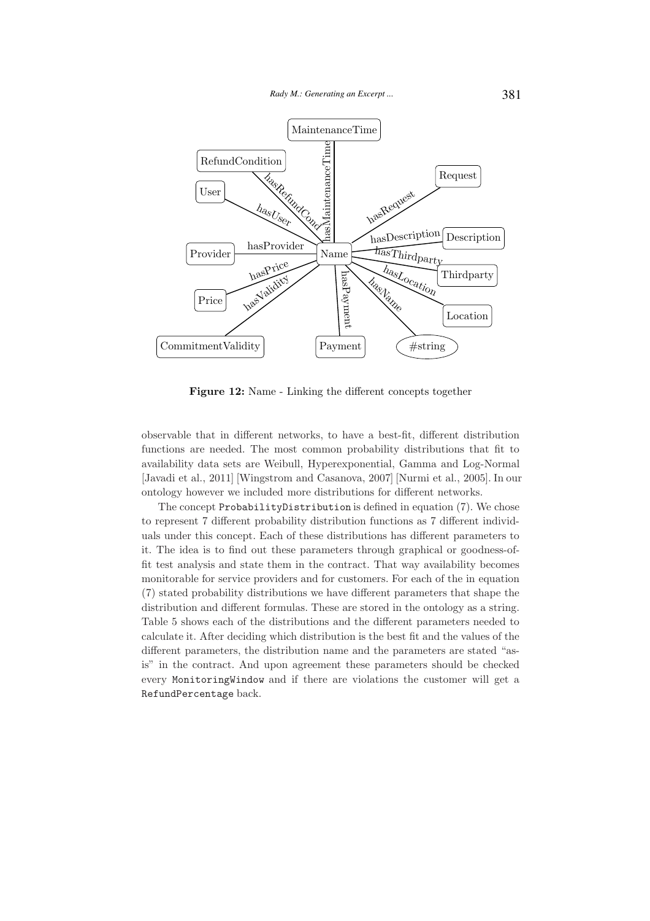**Figure 12:** Name - Linking the different concepts together

observable that in different networks, to have a best-fit, different distribution functions are needed. The most common probability distributions that fit to availability data sets are Weibull, Hyperexponential, Gamma and Log-Normal [Javadi et al., 2011] [Wingstrom and Casanova, 2007] [Nurmi et al., 2005]. In our ontology however we included more distributions for different networks.

The concept `ProbabilityDistribution` is defined in equation (7). We chose to represent 7 different probability distribution functions as 7 different individuals under this concept. Each of these distributions has different parameters to it. The idea is to find out these parameters through graphical or goodness-of-fit test analysis and state them in the contract. That way availability becomes monitorable for service providers and for customers. For each of the in equation (7) stated probability distributions we have different parameters that shape the distribution and different formulas. These are stored in the ontology as a string. Table 5 shows each of the distributions and the different parameters needed to calculate it. After deciding which distribution is the best fit and the values of the different parameters, the distribution name and the parameters are stated "as-is" in the contract. And upon agreement these parameters should be checked every `MonitoringWindow` and if there are violations the customer will get a `RefundPercentage` back.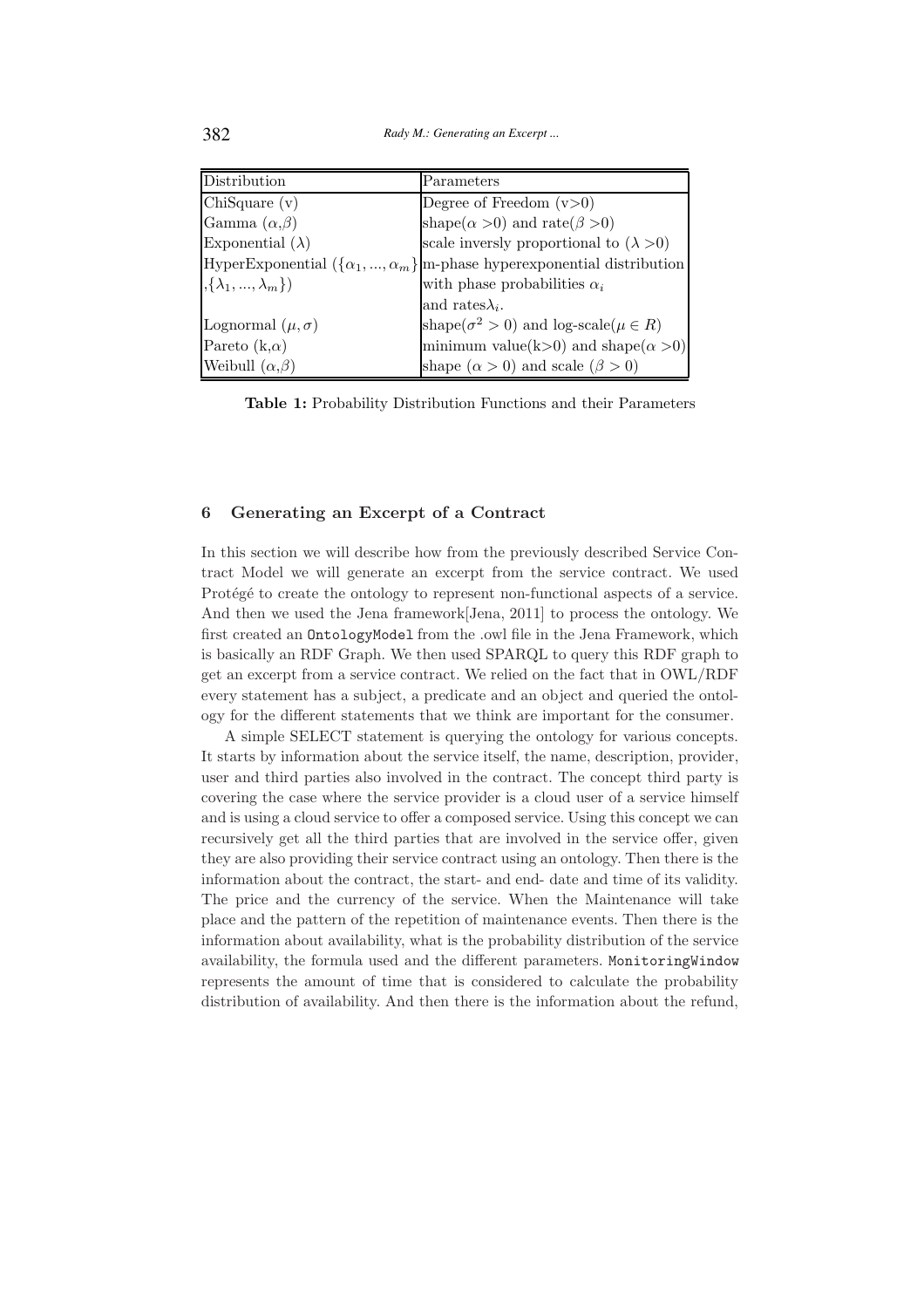| Distribution | Parameters |
| --- | --- |
| ChiSquare (v) | Degree of Freedom (v>0) |
| Gamma ($\alpha$,$\beta$) | shape($\alpha$ >0) and rate($\beta$ >0) |
| Exponential ($\lambda$) | scale inversly proportional to ($\lambda$ >0) |
| HyperExponential ($\{\alpha_1, ..., \alpha_m\}$ ,$\{\lambda_1, ..., \lambda_m\}$) | m-phase hyperexponential distribution with phase probabilities $\alpha_i$ and rates$\lambda_i$. |
| Lognormal ($\mu, \sigma$) | shape($\sigma^2 > 0$) and log-scale($\mu \in R$) |
| Pareto (k,$\alpha$) | minimum value(k>0) and shape($\alpha$ >0) |
| Weibull ($\alpha$,$\beta$) | shape ($\alpha > 0$) and scale ($\beta > 0$) |

**Table 1:** Probability Distribution Functions and their Parameters

## 6 Generating an Excerpt of a Contract

In this section we will describe how from the previously described Service Contract Model we will generate an excerpt from the service contract. We used Protégé to create the ontology to represent non-functional aspects of a service. And then we used the Jena framework[Jena, 2011] to process the ontology. We first created an `OntologyModel` from the .owl file in the Jena Framework, which is basically an RDF Graph. We then used SPARQL to query this RDF graph to get an excerpt from a service contract. We relied on the fact that in OWL/RDF every statement has a subject, a predicate and an object and queried the ontology for the different statements that we think are important for the consumer.

A simple SELECT statement is querying the ontology for various concepts. It starts by information about the service itself, the name, description, provider, user and third parties also involved in the contract. The concept third party is covering the case where the service provider is a cloud user of a service himself and is using a cloud service to offer a composed service. Using this concept we can recursively get all the third parties that are involved in the service offer, given they are also providing their service contract using an ontology. Then there is the information about the contract, the start- and end- date and time of its validity. The price and the currency of the service. When the Maintenance will take place and the pattern of the repetition of maintenance events. Then there is the information about availability, what is the probability distribution of the service availability, the formula used and the different parameters. `MonitoringWindow` represents the amount of time that is considered to calculate the probability distribution of availability. And then there is the information about the refund,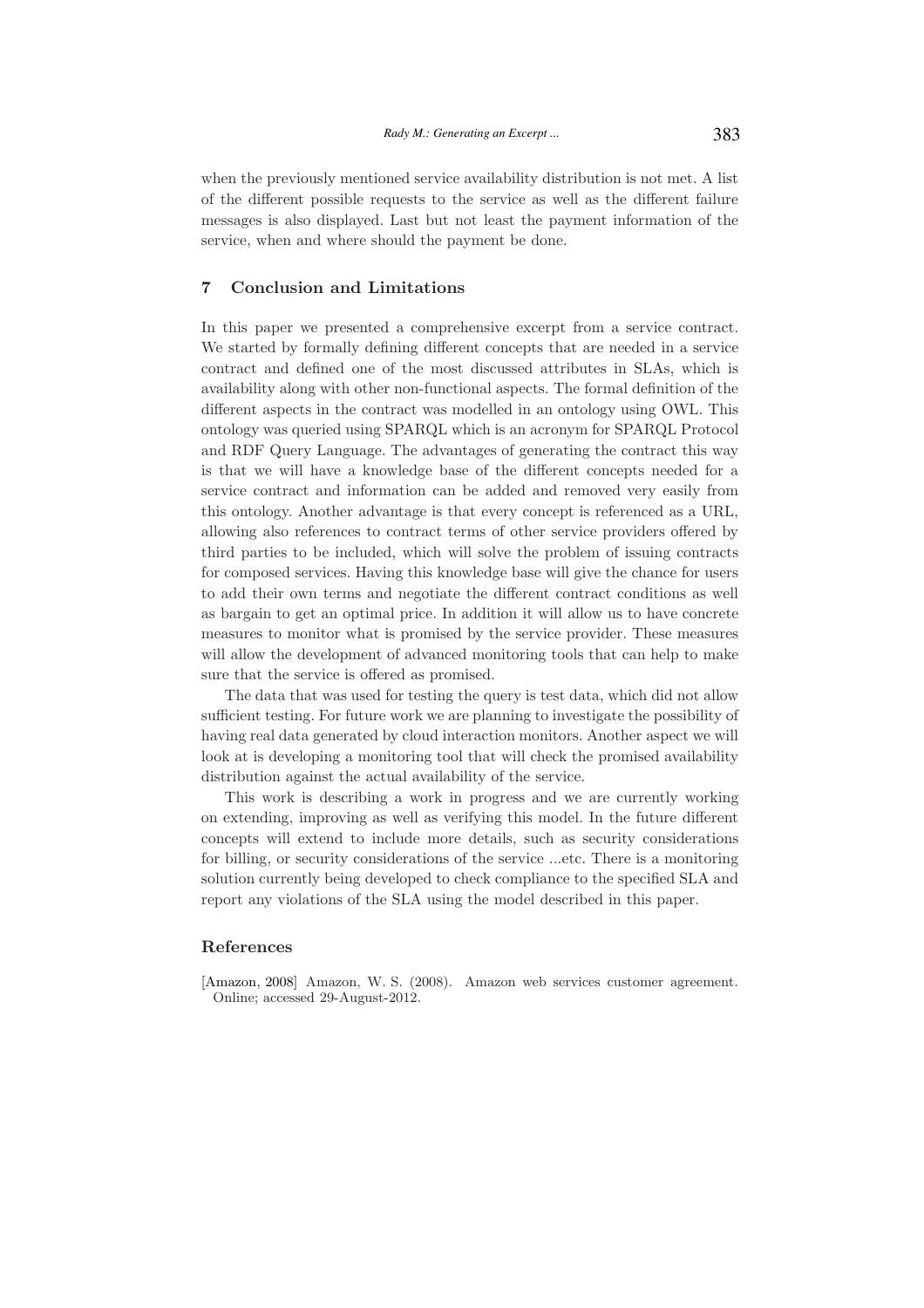when the previously mentioned service availability distribution is not met. A list of the different possible requests to the service as well as the different failure messages is also displayed. Last but not least the payment information of the service, when and where should the payment be done.

## 7 Conclusion and Limitations

In this paper we presented a comprehensive excerpt from a service contract. We started by formally defining different concepts that are needed in a service contract and defined one of the most discussed attributes in SLAs, which is availability along with other non-functional aspects. The formal definition of the different aspects in the contract was modelled in an ontology using OWL. This ontology was queried using SPARQL which is an acronym for SPARQL Protocol and RDF Query Language. The advantages of generating the contract this way is that we will have a knowledge base of the different concepts needed for a service contract and information can be added and removed very easily from this ontology. Another advantage is that every concept is referenced as a URL, allowing also references to contract terms of other service providers offered by third parties to be included, which will solve the problem of issuing contracts for composed services. Having this knowledge base will give the chance for users to add their own terms and negotiate the different contract conditions as well as bargain to get an optimal price. In addition it will allow us to have concrete measures to monitor what is promised by the service provider. These measures will allow the development of advanced monitoring tools that can help to make sure that the service is offered as promised.

The data that was used for testing the query is test data, which did not allow sufficient testing. For future work we are planning to investigate the possibility of having real data generated by cloud interaction monitors. Another aspect we will look at is developing a monitoring tool that will check the promised availability distribution against the actual availability of the service.

This work is describing a work in progress and we are currently working on extending, improving as well as verifying this model. In the future different concepts will extend to include more details, such as security considerations for billing, or security considerations of the service ...etc. There is a monitoring solution currently being developed to check compliance to the specified SLA and report any violations of the SLA using the model described in this paper.

## References

[Amazon, 2008] Amazon, W. S. (2008). Amazon web services customer agreement. Online; accessed 29-August-2012.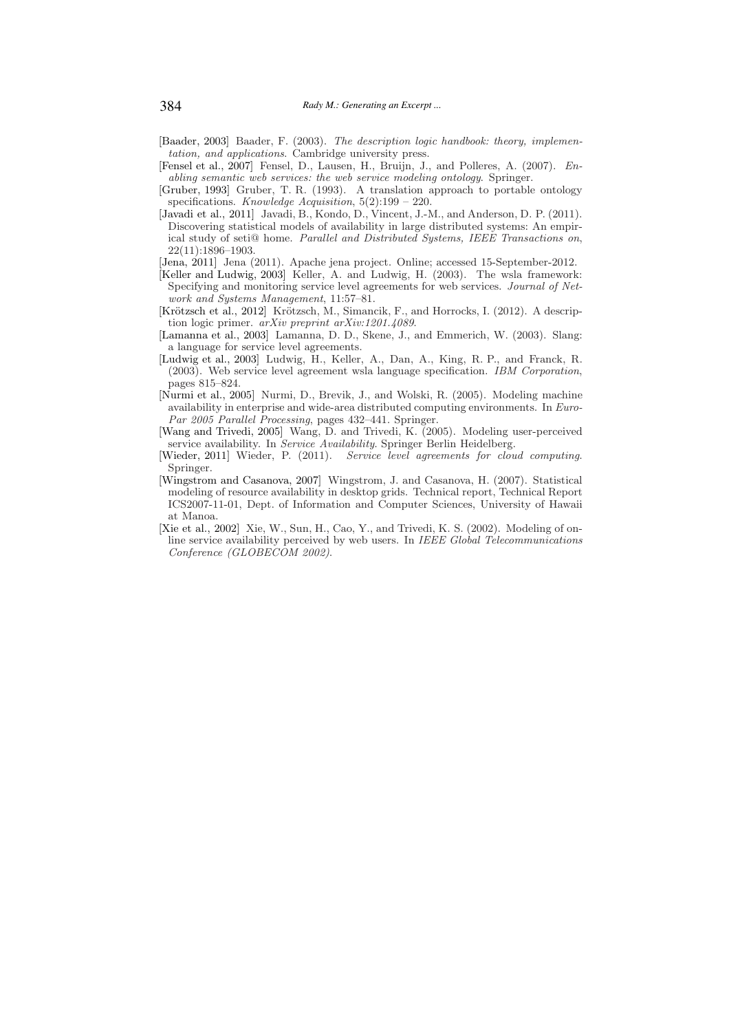[Baader, 2003] Baader, F. (2003). *The description logic handbook: theory, implementation, and applications*. Cambridge university press.

[Fensel et al., 2007] Fensel, D., Lausen, H., Bruijn, J., and Polleres, A. (2007). *Enabling semantic web services: the web service modeling ontology*. Springer.

[Gruber, 1993] Gruber, T. R. (1993). A translation approach to portable ontology specifications. *Knowledge Acquisition*, 5(2):199 – 220.

[Javadi et al., 2011] Javadi, B., Kondo, D., Vincent, J.-M., and Anderson, D. P. (2011). Discovering statistical models of availability in large distributed systems: An empirical study of seti@ home. *Parallel and Distributed Systems, IEEE Transactions on*, 22(11):1896–1903.

[Jena, 2011] Jena (2011). Apache jena project. Online; accessed 15-September-2012.

[Keller and Ludwig, 2003] Keller, A. and Ludwig, H. (2003). The wsla framework: Specifying and monitoring service level agreements for web services. *Journal of Network and Systems Management*, 11:57–81.

[Krötzsch et al., 2012] Krötzsch, M., Simancik, F., and Horrocks, I. (2012). A description logic primer. *arXiv preprint arXiv:1201.4089*.

[Lamanna et al., 2003] Lamanna, D. D., Skene, J., and Emmerich, W. (2003). Slang: a language for service level agreements.

[Ludwig et al., 2003] Ludwig, H., Keller, A., Dan, A., King, R. P., and Franck, R. (2003). Web service level agreement wsla language specification. *IBM Corporation*, pages 815–824.

[Nurmi et al., 2005] Nurmi, D., Brevik, J., and Wolski, R. (2005). Modeling machine availability in enterprise and wide-area distributed computing environments. In *Euro-Par 2005 Parallel Processing*, pages 432–441. Springer.

[Wang and Trivedi, 2005] Wang, D. and Trivedi, K. (2005). Modeling user-perceived service availability. In *Service Availability*. Springer Berlin Heidelberg.

[Wieder, 2011] Wieder, P. (2011). *Service level agreements for cloud computing*. Springer.

[Wingstrom and Casanova, 2007] Wingstrom, J. and Casanova, H. (2007). Statistical modeling of resource availability in desktop grids. Technical report, Technical Report ICS2007-11-01, Dept. of Information and Computer Sciences, University of Hawaii at Manoa.

[Xie et al., 2002] Xie, W., Sun, H., Cao, Y., and Trivedi, K. S. (2002). Modeling of online service availability perceived by web users. In *IEEE Global Telecommunications Conference (GLOBECOM 2002)*.